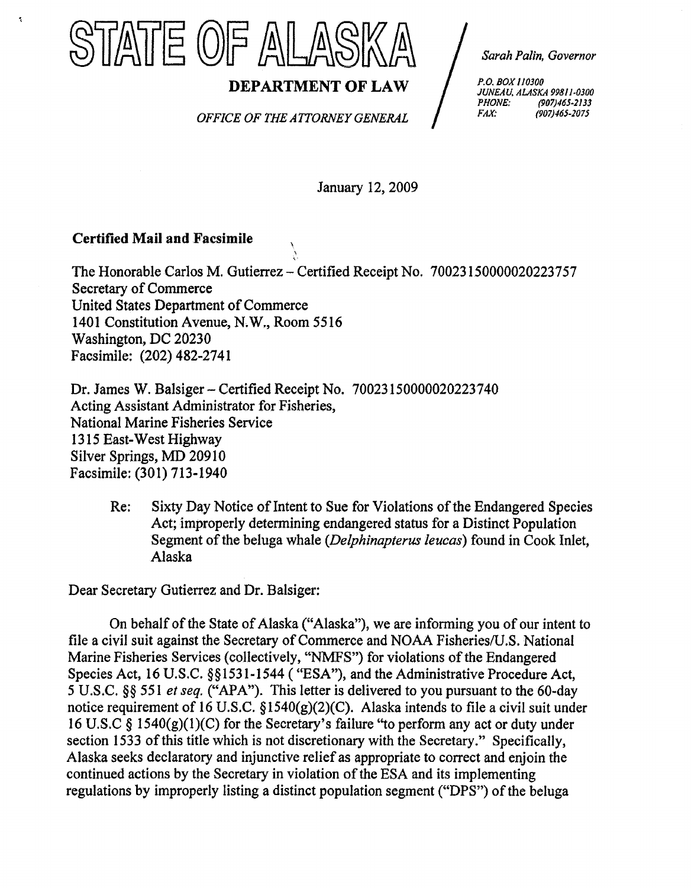# STATE OF ALASKA

**DEPARTMENT OF LAW**

*OFFICE OF THE ATTORNEY GENERAL*

*Sarah Palin, Governor*

*P.O. BOX 110300*
*JUNEAU, ALASKA 99811-0300*
*PHONE: (907)465-2133*
*FAX: (907)465-2075*

January 12, 2009

**Certified Mail and Facsimile**

The Honorable Carlos M. Gutierrez – Certified Receipt No. 70023150000020223757
Secretary of Commerce
United States Department of Commerce
1401 Constitution Avenue, N.W., Room 5516
Washington, DC 20230
Facsimile: (202) 482-2741

Dr. James W. Balsiger – Certified Receipt No. 70023150000020223740
Acting Assistant Administrator for Fisheries,
National Marine Fisheries Service
1315 East-West Highway
Silver Springs, MD 20910
Facsimile: (301) 713-1940

Re: Sixty Day Notice of Intent to Sue for Violations of the Endangered Species Act; improperly determining endangered status for a Distinct Population Segment of the beluga whale (*Delphinapterus leucas*) found in Cook Inlet, Alaska

Dear Secretary Gutierrez and Dr. Balsiger:

On behalf of the State of Alaska ("Alaska"), we are informing you of our intent to file a civil suit against the Secretary of Commerce and NOAA Fisheries/U.S. National Marine Fisheries Services (collectively, "NMFS") for violations of the Endangered Species Act, 16 U.S.C. §§1531-1544 ( "ESA"), and the Administrative Procedure Act, 5 U.S.C. §§ 551 *et seq.* ("APA"). This letter is delivered to you pursuant to the 60-day notice requirement of 16 U.S.C. §1540(g)(2)(C). Alaska intends to file a civil suit under 16 U.S.C § 1540(g)(1)(C) for the Secretary's failure "to perform any act or duty under section 1533 of this title which is not discretionary with the Secretary." Specifically, Alaska seeks declaratory and injunctive relief as appropriate to correct and enjoin the continued actions by the Secretary in violation of the ESA and its implementing regulations by improperly listing a distinct population segment ("DPS") of the beluga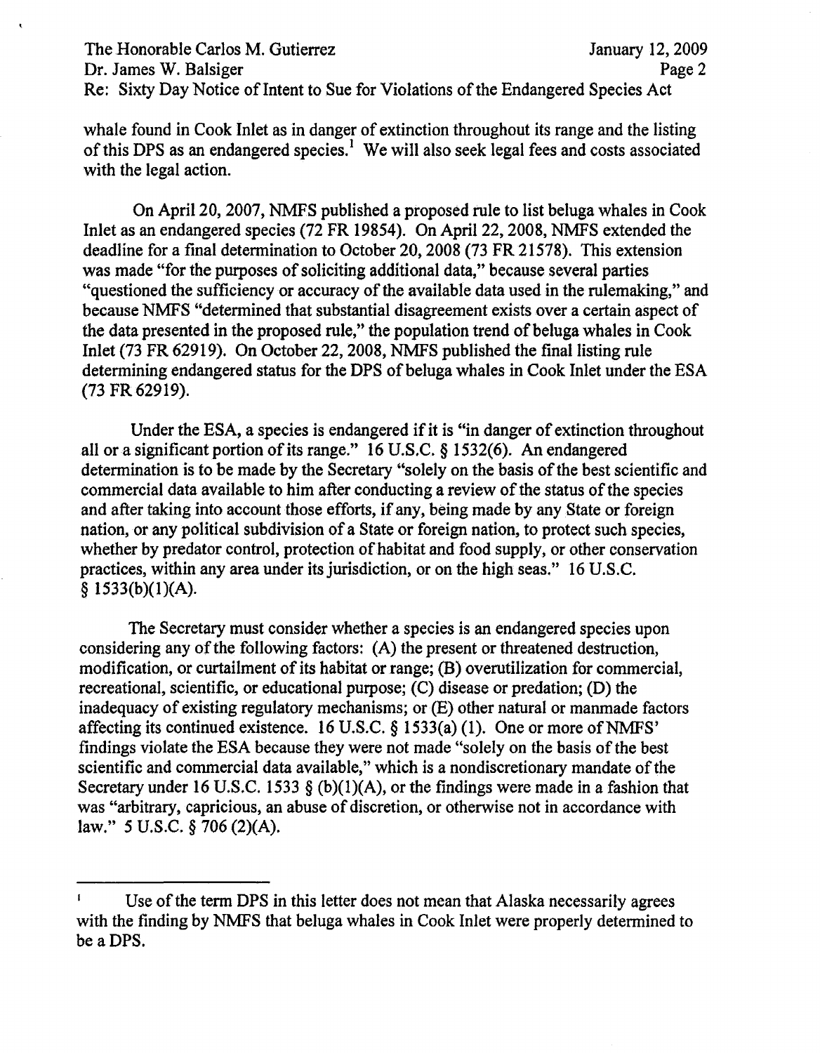whale found in Cook Inlet as in danger of extinction throughout its range and the listing of this DPS as an endangered species.[1] We will also seek legal fees and costs associated with the legal action.

On April 20, 2007, NMFS published a proposed rule to list beluga whales in Cook Inlet as an endangered species (72 FR 19854). On April 22, 2008, NMFS extended the deadline for a final determination to October 20, 2008 (73 FR 21578). This extension was made "for the purposes of soliciting additional data," because several parties "questioned the sufficiency or accuracy of the available data used in the rulemaking," and because NMFS "determined that substantial disagreement exists over a certain aspect of the data presented in the proposed rule," the population trend of beluga whales in Cook Inlet (73 FR 62919). On October 22, 2008, NMFS published the final listing rule determining endangered status for the DPS of beluga whales in Cook Inlet under the ESA (73 FR 62919).

Under the ESA, a species is endangered if it is "in danger of extinction throughout all or a significant portion of its range." 16 U.S.C. § 1532(6). An endangered determination is to be made by the Secretary "solely on the basis of the best scientific and commercial data available to him after conducting a review of the status of the species and after taking into account those efforts, if any, being made by any State or foreign nation, or any political subdivision of a State or foreign nation, to protect such species, whether by predator control, protection of habitat and food supply, or other conservation practices, within any area under its jurisdiction, or on the high seas." 16 U.S.C. § 1533(b)(1)(A).

The Secretary must consider whether a species is an endangered species upon considering any of the following factors: (A) the present or threatened destruction, modification, or curtailment of its habitat or range; (B) overutilization for commercial, recreational, scientific, or educational purpose; (C) disease or predation; (D) the inadequacy of existing regulatory mechanisms; or (E) other natural or manmade factors affecting its continued existence. 16 U.S.C. § 1533(a) (1). One or more of NMFS' findings violate the ESA because they were not made "solely on the basis of the best scientific and commercial data available," which is a nondiscretionary mandate of the Secretary under 16 U.S.C. 1533 § (b)(1)(A), or the findings were made in a fashion that was "arbitrary, capricious, an abuse of discretion, or otherwise not in accordance with law." 5 U.S.C. § 706 (2)(A).

---

[1] Use of the term DPS in this letter does not mean that Alaska necessarily agrees with the finding by NMFS that beluga whales in Cook Inlet were properly determined to be a DPS.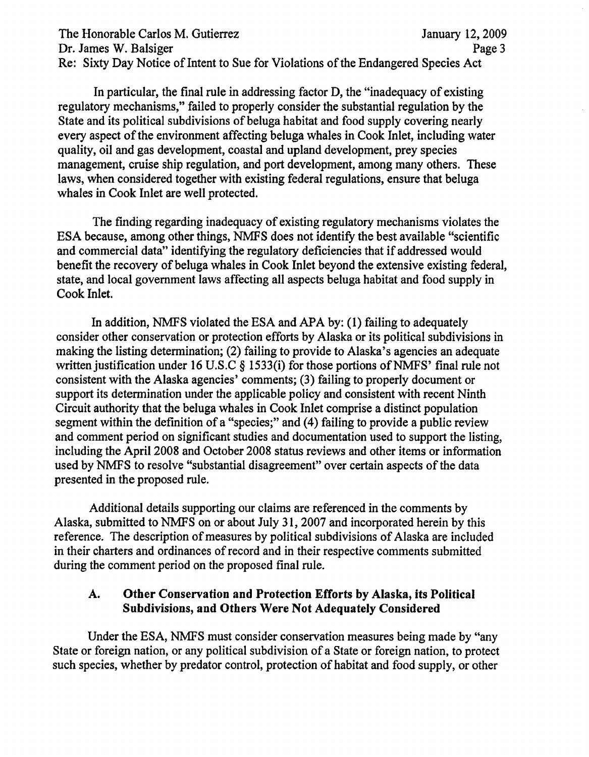In particular, the final rule in addressing factor D, the "inadequacy of existing regulatory mechanisms," failed to properly consider the substantial regulation by the State and its political subdivisions of beluga habitat and food supply covering nearly every aspect of the environment affecting beluga whales in Cook Inlet, including water quality, oil and gas development, coastal and upland development, prey species management, cruise ship regulation, and port development, among many others. These laws, when considered together with existing federal regulations, ensure that beluga whales in Cook Inlet are well protected.

The finding regarding inadequacy of existing regulatory mechanisms violates the ESA because, among other things, NMFS does not identify the best available "scientific and commercial data" identifying the regulatory deficiencies that if addressed would benefit the recovery of beluga whales in Cook Inlet beyond the extensive existing federal, state, and local government laws affecting all aspects beluga habitat and food supply in Cook Inlet.

In addition, NMFS violated the ESA and APA by: (1) failing to adequately consider other conservation or protection efforts by Alaska or its political subdivisions in making the listing determination; (2) failing to provide to Alaska's agencies an adequate written justification under 16 U.S.C § 1533(i) for those portions of NMFS' final rule not consistent with the Alaska agencies' comments; (3) failing to properly document or support its determination under the applicable policy and consistent with recent Ninth Circuit authority that the beluga whales in Cook Inlet comprise a distinct population segment within the definition of a "species;" and (4) failing to provide a public review and comment period on significant studies and documentation used to support the listing, including the April 2008 and October 2008 status reviews and other items or information used by NMFS to resolve "substantial disagreement" over certain aspects of the data presented in the proposed rule.

Additional details supporting our claims are referenced in the comments by Alaska, submitted to NMFS on or about July 31, 2007 and incorporated herein by this reference. The description of measures by political subdivisions of Alaska are included in their charters and ordinances of record and in their respective comments submitted during the comment period on the proposed final rule.

### A. Other Conservation and Protection Efforts by Alaska, its Political Subdivisions, and Others Were Not Adequately Considered

Under the ESA, NMFS must consider conservation measures being made by "any State or foreign nation, or any political subdivision of a State or foreign nation, to protect such species, whether by predator control, protection of habitat and food supply, or other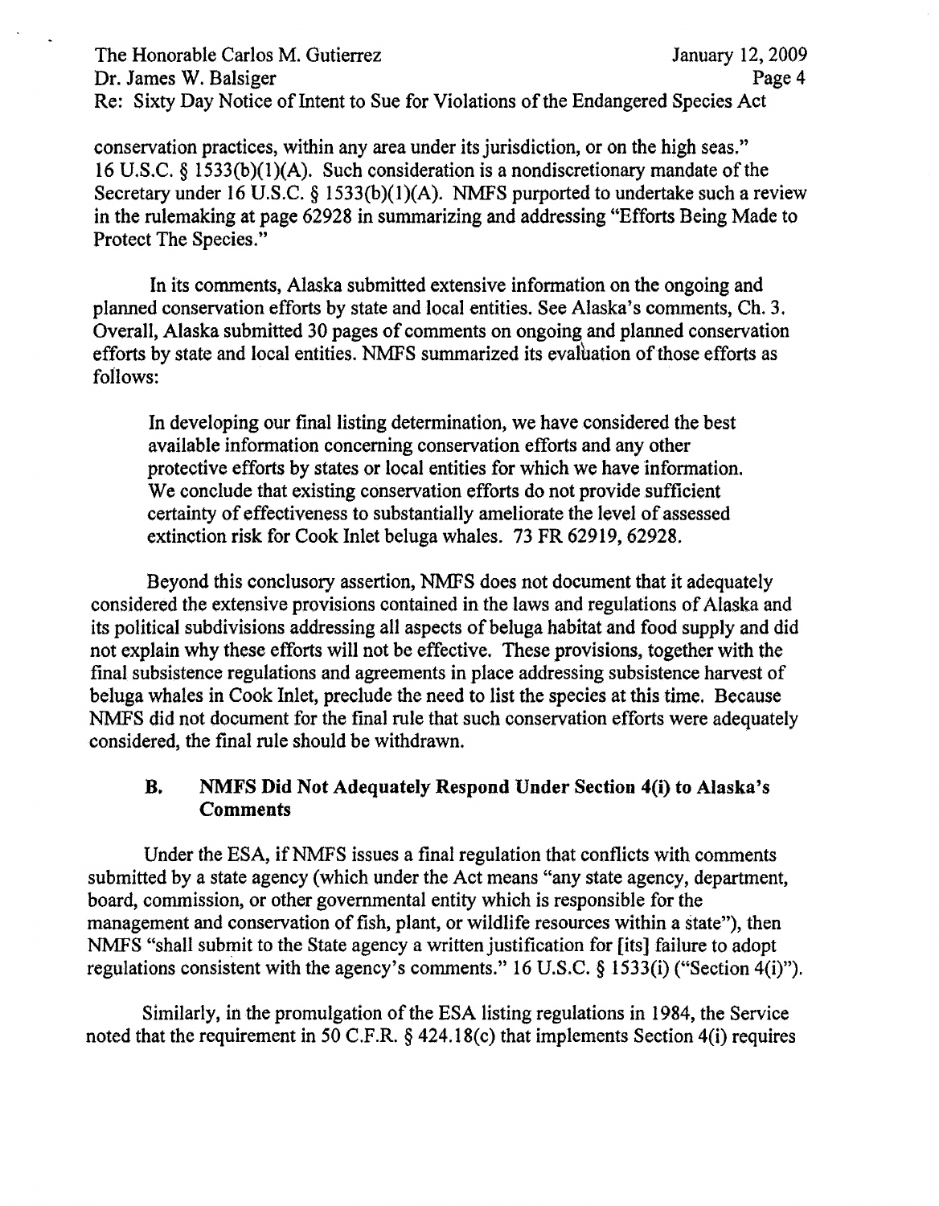conservation practices, within any area under its jurisdiction, or on the high seas." 16 U.S.C. § 1533(b)(1)(A). Such consideration is a nondiscretionary mandate of the Secretary under 16 U.S.C. § 1533(b)(1)(A). NMFS purported to undertake such a review in the rulemaking at page 62928 in summarizing and addressing "Efforts Being Made to Protect The Species."

In its comments, Alaska submitted extensive information on the ongoing and planned conservation efforts by state and local entities. See Alaska's comments, Ch. 3. Overall, Alaska submitted 30 pages of comments on ongoing and planned conservation efforts by state and local entities. NMFS summarized its evaluation of those efforts as follows:

> In developing our final listing determination, we have considered the best available information concerning conservation efforts and any other protective efforts by states or local entities for which we have information. We conclude that existing conservation efforts do not provide sufficient certainty of effectiveness to substantially ameliorate the level of assessed extinction risk for Cook Inlet beluga whales. 73 FR 62919, 62928.

Beyond this conclusory assertion, NMFS does not document that it adequately considered the extensive provisions contained in the laws and regulations of Alaska and its political subdivisions addressing all aspects of beluga habitat and food supply and did not explain why these efforts will not be effective. These provisions, together with the final subsistence regulations and agreements in place addressing subsistence harvest of beluga whales in Cook Inlet, preclude the need to list the species at this time. Because NMFS did not document for the final rule that such conservation efforts were adequately considered, the final rule should be withdrawn.

### B. NMFS Did Not Adequately Respond Under Section 4(i) to Alaska's Comments

Under the ESA, if NMFS issues a final regulation that conflicts with comments submitted by a state agency (which under the Act means "any state agency, department, board, commission, or other governmental entity which is responsible for the management and conservation of fish, plant, or wildlife resources within a state"), then NMFS "shall submit to the State agency a written justification for [its] failure to adopt regulations consistent with the agency's comments." 16 U.S.C. § 1533(i) ("Section 4(i)").

Similarly, in the promulgation of the ESA listing regulations in 1984, the Service noted that the requirement in 50 C.F.R. § 424.18(c) that implements Section 4(i) requires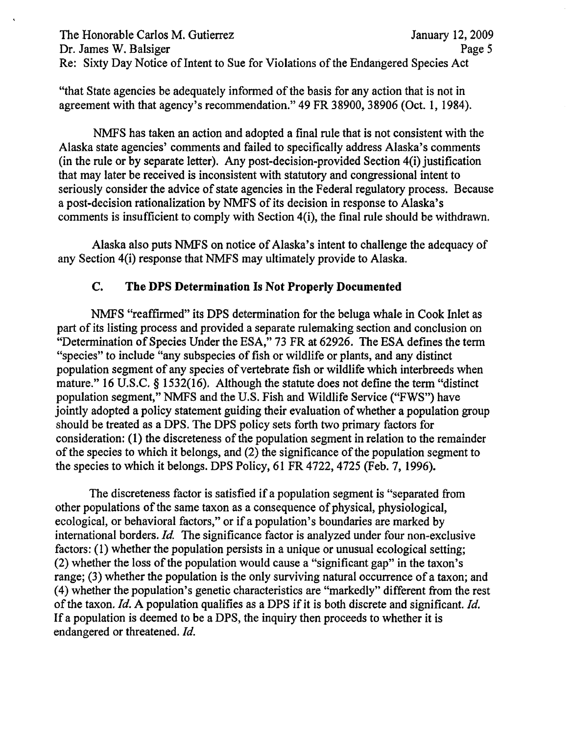"that State agencies be adequately informed of the basis for any action that is not in agreement with that agency's recommendation." 49 FR 38900, 38906 (Oct. 1, 1984).

NMFS has taken an action and adopted a final rule that is not consistent with the Alaska state agencies' comments and failed to specifically address Alaska's comments (in the rule or by separate letter). Any post-decision-provided Section 4(i) justification that may later be received is inconsistent with statutory and congressional intent to seriously consider the advice of state agencies in the Federal regulatory process. Because a post-decision rationalization by NMFS of its decision in response to Alaska's comments is insufficient to comply with Section 4(i), the final rule should be withdrawn.

Alaska also puts NMFS on notice of Alaska's intent to challenge the adequacy of any Section 4(i) response that NMFS may ultimately provide to Alaska.

### C. The DPS Determination Is Not Properly Documented

NMFS "reaffirmed" its DPS determination for the beluga whale in Cook Inlet as part of its listing process and provided a separate rulemaking section and conclusion on "Determination of Species Under the ESA," 73 FR at 62926. The ESA defines the term "species" to include "any subspecies of fish or wildlife or plants, and any distinct population segment of any species of vertebrate fish or wildlife which interbreeds when mature." 16 U.S.C. § 1532(16). Although the statute does not define the term "distinct population segment," NMFS and the U.S. Fish and Wildlife Service ("FWS") have jointly adopted a policy statement guiding their evaluation of whether a population group should be treated as a DPS. The DPS policy sets forth two primary factors for consideration: (1) the discreteness of the population segment in relation to the remainder of the species to which it belongs, and (2) the significance of the population segment to the species to which it belongs. DPS Policy, 61 FR 4722, 4725 (Feb. 7, 1996).

The discreteness factor is satisfied if a population segment is "separated from other populations of the same taxon as a consequence of physical, physiological, ecological, or behavioral factors," or if a population's boundaries are marked by international borders. *Id.* The significance factor is analyzed under four non-exclusive factors: (1) whether the population persists in a unique or unusual ecological setting; (2) whether the loss of the population would cause a "significant gap" in the taxon's range; (3) whether the population is the only surviving natural occurrence of a taxon; and (4) whether the population's genetic characteristics are "markedly" different from the rest of the taxon. *Id.* A population qualifies as a DPS if it is both discrete and significant. *Id.* If a population is deemed to be a DPS, the inquiry then proceeds to whether it is endangered or threatened. *Id.*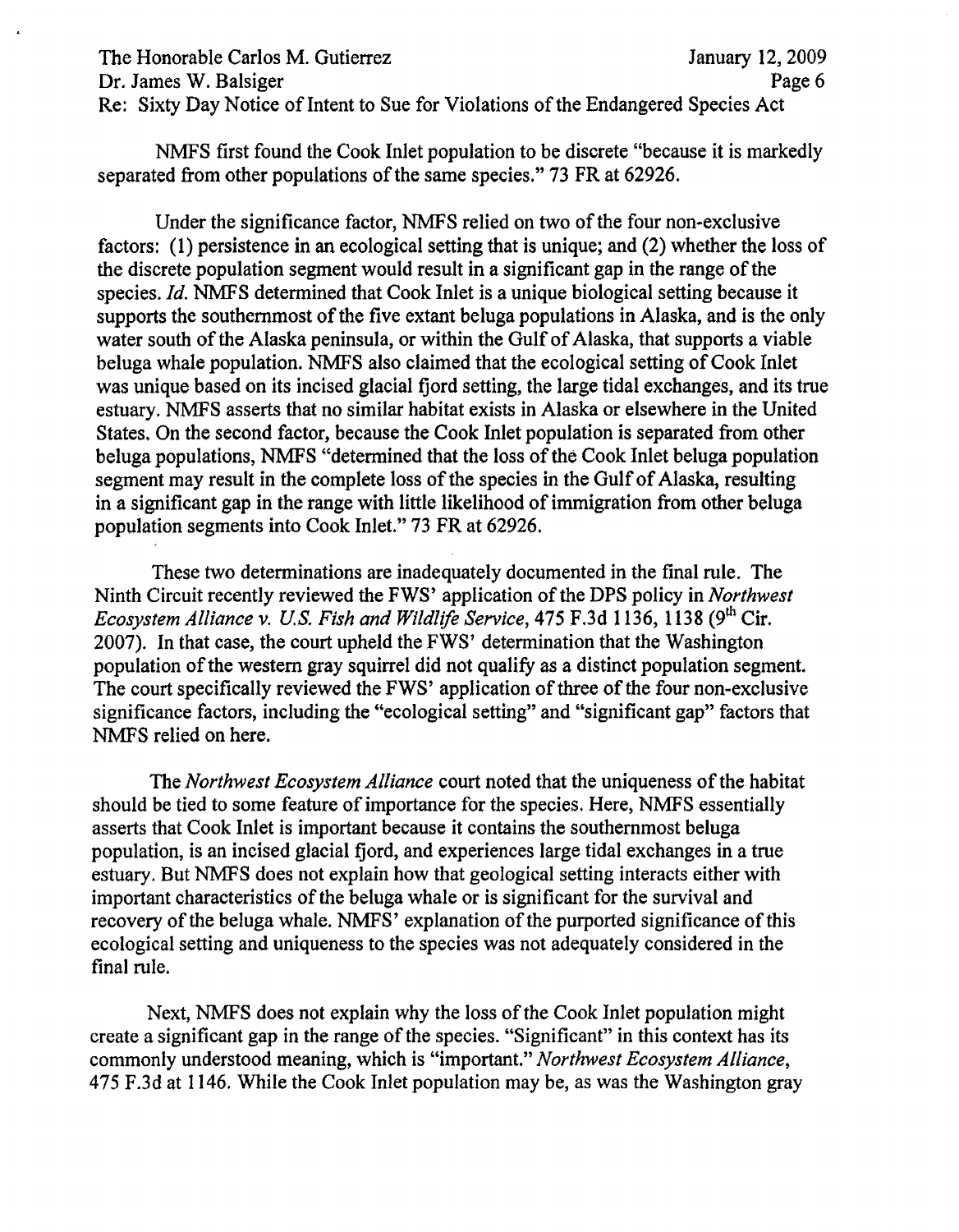NMFS first found the Cook Inlet population to be discrete "because it is markedly separated from other populations of the same species." 73 FR at 62926.

Under the significance factor, NMFS relied on two of the four non-exclusive factors: (1) persistence in an ecological setting that is unique; and (2) whether the loss of the discrete population segment would result in a significant gap in the range of the species. *Id.* NMFS determined that Cook Inlet is a unique biological setting because it supports the southernmost of the five extant beluga populations in Alaska, and is the only water south of the Alaska peninsula, or within the Gulf of Alaska, that supports a viable beluga whale population. NMFS also claimed that the ecological setting of Cook Inlet was unique based on its incised glacial fjord setting, the large tidal exchanges, and its true estuary. NMFS asserts that no similar habitat exists in Alaska or elsewhere in the United States. On the second factor, because the Cook Inlet population is separated from other beluga populations, NMFS "determined that the loss of the Cook Inlet beluga population segment may result in the complete loss of the species in the Gulf of Alaska, resulting in a significant gap in the range with little likelihood of immigration from other beluga population segments into Cook Inlet." 73 FR at 62926.

These two determinations are inadequately documented in the final rule. The Ninth Circuit recently reviewed the FWS' application of the DPS policy in *Northwest Ecosystem Alliance v. U.S. Fish and Wildlife Service*, 475 F.3d 1136, 1138 (9th Cir. 2007). In that case, the court upheld the FWS' determination that the Washington population of the western gray squirrel did not qualify as a distinct population segment. The court specifically reviewed the FWS' application of three of the four non-exclusive significance factors, including the "ecological setting" and "significant gap" factors that NMFS relied on here.

The *Northwest Ecosystem Alliance* court noted that the uniqueness of the habitat should be tied to some feature of importance for the species. Here, NMFS essentially asserts that Cook Inlet is important because it contains the southernmost beluga population, is an incised glacial fjord, and experiences large tidal exchanges in a true estuary. But NMFS does not explain how that geological setting interacts either with important characteristics of the beluga whale or is significant for the survival and recovery of the beluga whale. NMFS' explanation of the purported significance of this ecological setting and uniqueness to the species was not adequately considered in the final rule.

Next, NMFS does not explain why the loss of the Cook Inlet population might create a significant gap in the range of the species. "Significant" in this context has its commonly understood meaning, which is "important." *Northwest Ecosystem Alliance*, 475 F.3d at 1146. While the Cook Inlet population may be, as was the Washington gray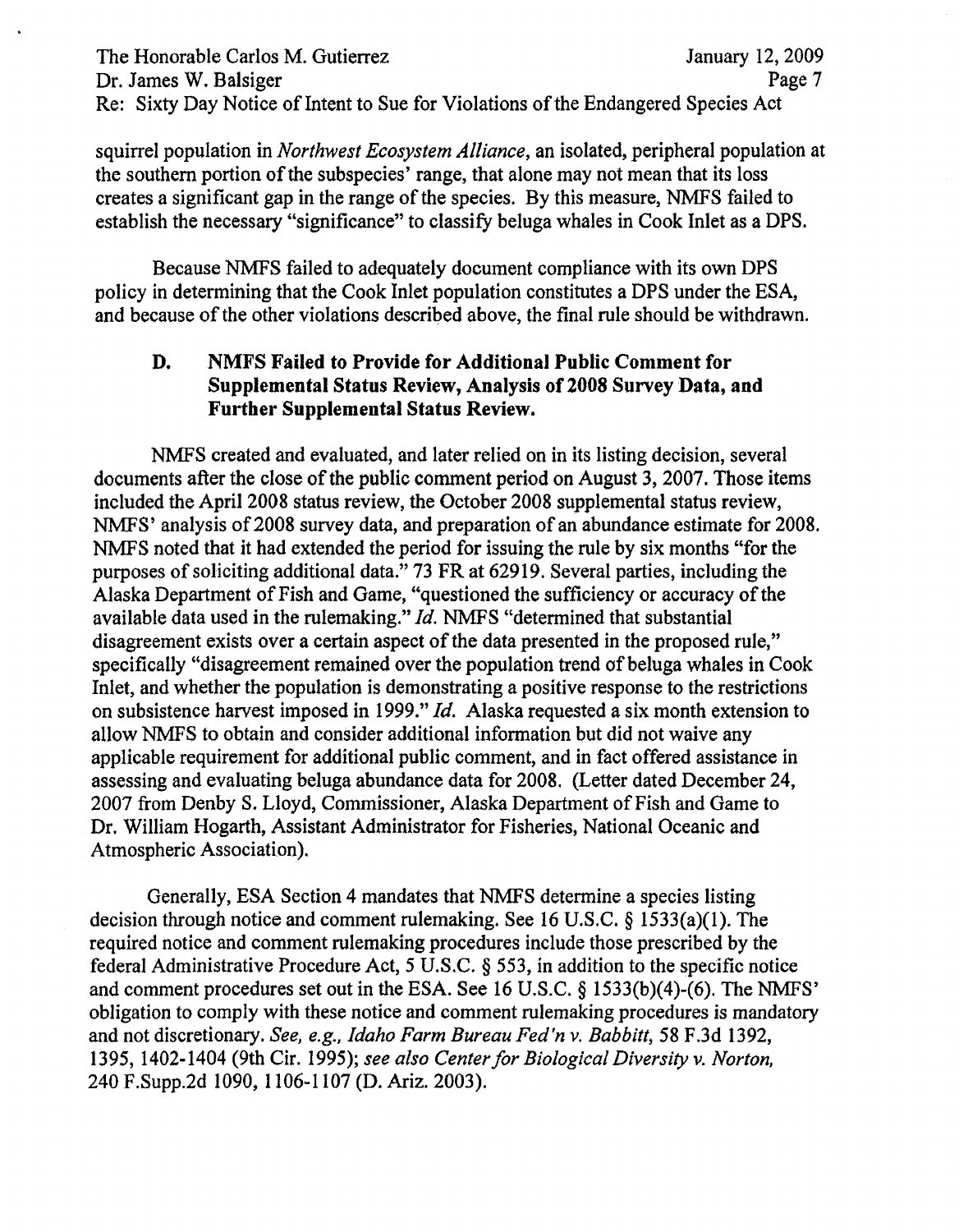squirrel population in *Northwest Ecosystem Alliance*, an isolated, peripheral population at the southern portion of the subspecies' range, that alone may not mean that its loss creates a significant gap in the range of the species. By this measure, NMFS failed to establish the necessary "significance" to classify beluga whales in Cook Inlet as a DPS.

Because NMFS failed to adequately document compliance with its own DPS policy in determining that the Cook Inlet population constitutes a DPS under the ESA, and because of the other violations described above, the final rule should be withdrawn.

### D. NMFS Failed to Provide for Additional Public Comment for Supplemental Status Review, Analysis of 2008 Survey Data, and Further Supplemental Status Review.

NMFS created and evaluated, and later relied on in its listing decision, several documents after the close of the public comment period on August 3, 2007. Those items included the April 2008 status review, the October 2008 supplemental status review, NMFS' analysis of 2008 survey data, and preparation of an abundance estimate for 2008. NMFS noted that it had extended the period for issuing the rule by six months "for the purposes of soliciting additional data." 73 FR at 62919. Several parties, including the Alaska Department of Fish and Game, "questioned the sufficiency or accuracy of the available data used in the rulemaking." *Id.* NMFS "determined that substantial disagreement exists over a certain aspect of the data presented in the proposed rule," specifically "disagreement remained over the population trend of beluga whales in Cook Inlet, and whether the population is demonstrating a positive response to the restrictions on subsistence harvest imposed in 1999." *Id.* Alaska requested a six month extension to allow NMFS to obtain and consider additional information but did not waive any applicable requirement for additional public comment, and in fact offered assistance in assessing and evaluating beluga abundance data for 2008. (Letter dated December 24, 2007 from Denby S. Lloyd, Commissioner, Alaska Department of Fish and Game to Dr. William Hogarth, Assistant Administrator for Fisheries, National Oceanic and Atmospheric Association).

Generally, ESA Section 4 mandates that NMFS determine a species listing decision through notice and comment rulemaking. See 16 U.S.C. § 1533(a)(1). The required notice and comment rulemaking procedures include those prescribed by the federal Administrative Procedure Act, 5 U.S.C. § 553, in addition to the specific notice and comment procedures set out in the ESA. See 16 U.S.C. § 1533(b)(4)-(6). The NMFS' obligation to comply with these notice and comment rulemaking procedures is mandatory and not discretionary. *See, e.g., Idaho Farm Bureau Fed'n v. Babbitt*, 58 F.3d 1392, 1395, 1402-1404 (9th Cir. 1995); *see also Center for Biological Diversity v. Norton*, 240 F.Supp.2d 1090, 1106-1107 (D. Ariz. 2003).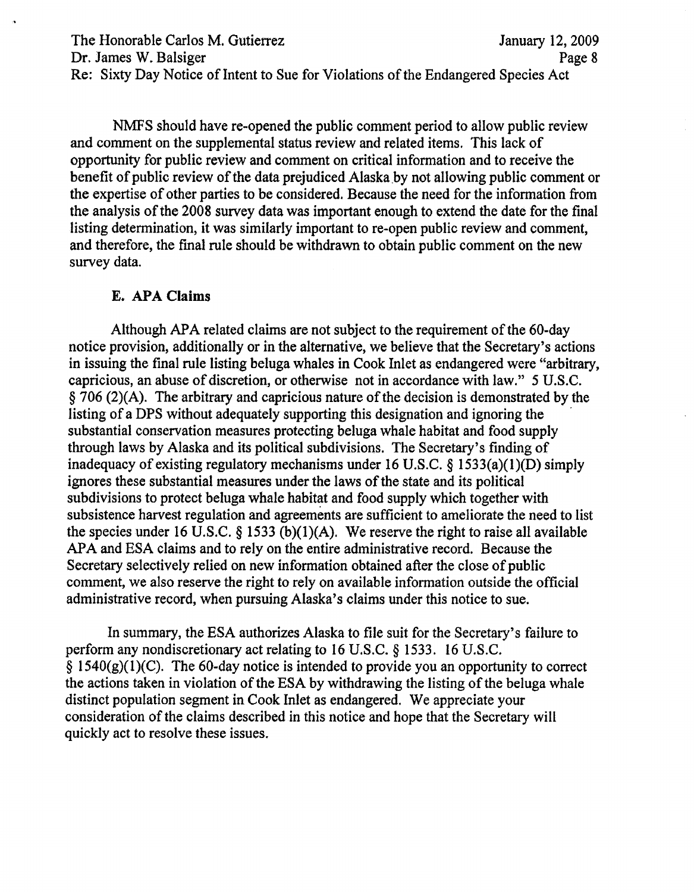NMFS should have re-opened the public comment period to allow public review and comment on the supplemental status review and related items. This lack of opportunity for public review and comment on critical information and to receive the benefit of public review of the data prejudiced Alaska by not allowing public comment or the expertise of other parties to be considered. Because the need for the information from the analysis of the 2008 survey data was important enough to extend the date for the final listing determination, it was similarly important to re-open public review and comment, and therefore, the final rule should be withdrawn to obtain public comment on the new survey data.

### E. APA Claims

Although APA related claims are not subject to the requirement of the 60-day notice provision, additionally or in the alternative, we believe that the Secretary's actions in issuing the final rule listing beluga whales in Cook Inlet as endangered were "arbitrary, capricious, an abuse of discretion, or otherwise not in accordance with law." 5 U.S.C. § 706 (2)(A). The arbitrary and capricious nature of the decision is demonstrated by the listing of a DPS without adequately supporting this designation and ignoring the substantial conservation measures protecting beluga whale habitat and food supply through laws by Alaska and its political subdivisions. The Secretary's finding of inadequacy of existing regulatory mechanisms under 16 U.S.C. § 1533(a)(1)(D) simply ignores these substantial measures under the laws of the state and its political subdivisions to protect beluga whale habitat and food supply which together with subsistence harvest regulation and agreements are sufficient to ameliorate the need to list the species under 16 U.S.C. § 1533 (b)(1)(A). We reserve the right to raise all available APA and ESA claims and to rely on the entire administrative record. Because the Secretary selectively relied on new information obtained after the close of public comment, we also reserve the right to rely on available information outside the official administrative record, when pursuing Alaska's claims under this notice to sue.

In summary, the ESA authorizes Alaska to file suit for the Secretary's failure to perform any nondiscretionary act relating to 16 U.S.C. § 1533. 16 U.S.C. § 1540(g)(1)(C). The 60-day notice is intended to provide you an opportunity to correct the actions taken in violation of the ESA by withdrawing the listing of the beluga whale distinct population segment in Cook Inlet as endangered. We appreciate your consideration of the claims described in this notice and hope that the Secretary will quickly act to resolve these issues.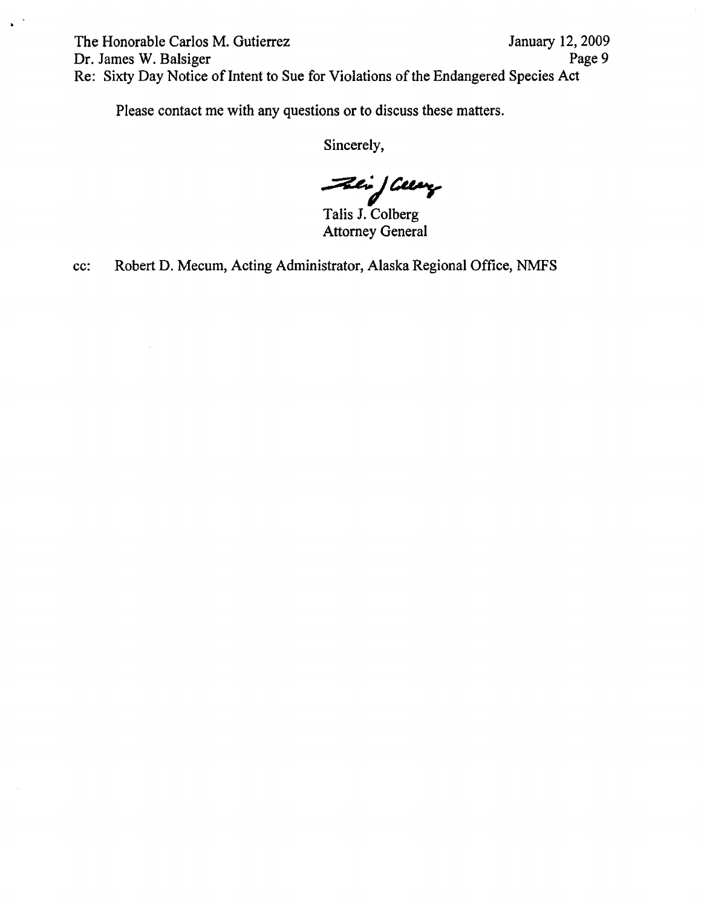Please contact me with any questions or to discuss these matters.

Sincerely,

Talis J. Colberg
Attorney General

cc: Robert D. Mecum, Acting Administrator, Alaska Regional Office, NMFS